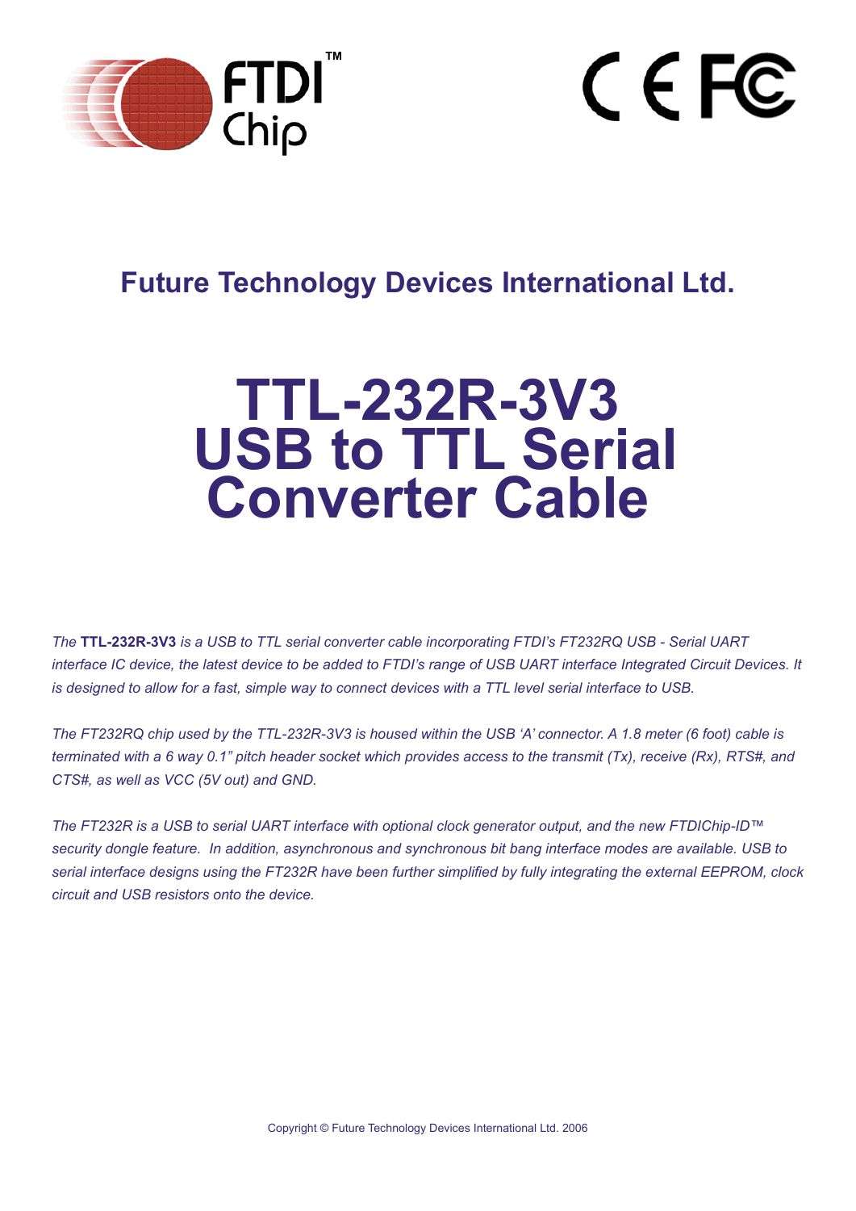## Future Technology Devices International Ltd.

# TTL-232R-3V3 USB to TTL Serial Converter Cable

*The* ***TTL-232R-3V3*** *is a USB to TTL serial converter cable incorporating FTDI's FT232RQ USB - Serial UART interface IC device, the latest device to be added to FTDI's range of USB UART interface Integrated Circuit Devices. It is designed to allow for a fast, simple way to connect devices with a TTL level serial interface to USB.*

*The FT232RQ chip used by the TTL-232R-3V3 is housed within the USB 'A' connector. A 1.8 meter (6 foot) cable is terminated with a 6 way 0.1" pitch header socket which provides access to the transmit (Tx), receive (Rx), RTS#, and CTS#, as well as VCC (5V out) and GND.*

*The FT232R is a USB to serial UART interface with optional clock generator output, and the new FTDIChip-ID™ security dongle feature. In addition, asynchronous and synchronous bit bang interface modes are available. USB to serial interface designs using the FT232R have been further simplified by fully integrating the external EEPROM, clock circuit and USB resistors onto the device.*

Copyright © Future Technology Devices International Ltd. 2006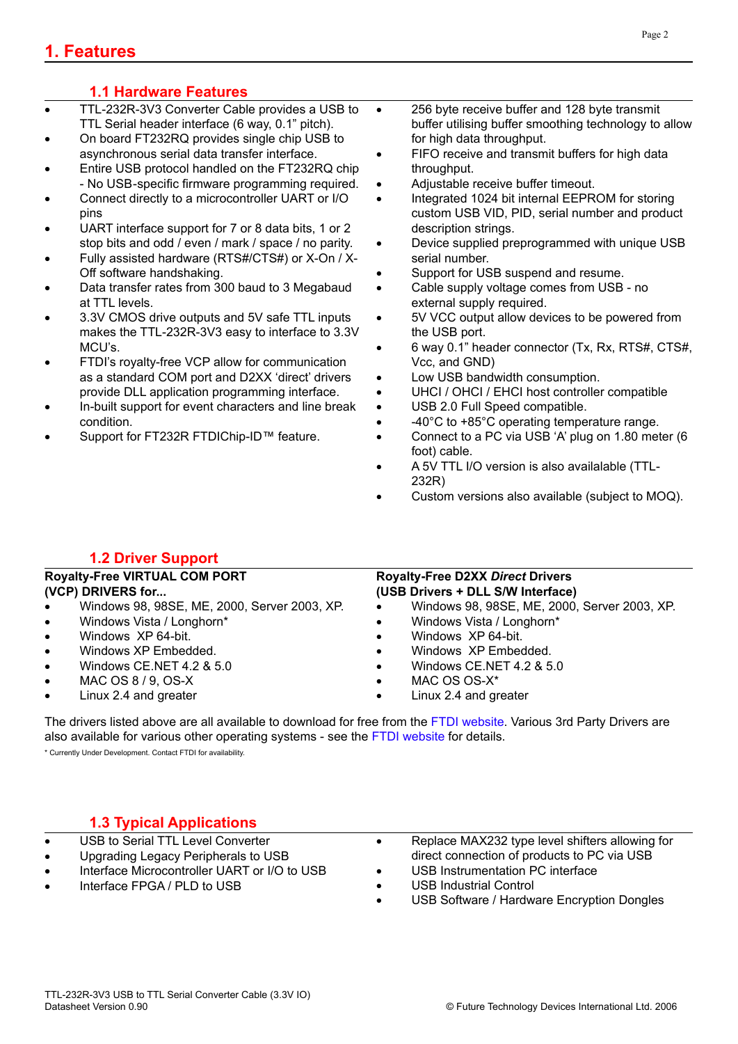# 1. Features

## 1.1 Hardware Features

- TTL-232R-3V3 Converter Cable provides a USB to TTL Serial header interface (6 way, 0.1" pitch).
- On board FT232RQ provides single chip USB to asynchronous serial data transfer interface.
- Entire USB protocol handled on the FT232RQ chip - No USB-specific firmware programming required.
- Connect directly to a microcontroller UART or I/O pins
- UART interface support for 7 or 8 data bits, 1 or 2 stop bits and odd / even / mark / space / no parity.
- Fully assisted hardware (RTS#/CTS#) or X-On / X-Off software handshaking.
- Data transfer rates from 300 baud to 3 Megabaud at TTL levels.
- 3.3V CMOS drive outputs and 5V safe TTL inputs makes the TTL-232R-3V3 easy to interface to 3.3V MCU's.
- FTDI's royalty-free VCP allow for communication as a standard COM port and D2XX 'direct' drivers provide DLL application programming interface.
- In-built support for event characters and line break condition.
- Support for FT232R FTDIChip-ID™ feature.
- 256 byte receive buffer and 128 byte transmit buffer utilising buffer smoothing technology to allow for high data throughput.
- FIFO receive and transmit buffers for high data throughput.
- Adjustable receive buffer timeout.
- Integrated 1024 bit internal EEPROM for storing custom USB VID, PID, serial number and product description strings.
- Device supplied preprogrammed with unique USB serial number.
- Support for USB suspend and resume.
- Cable supply voltage comes from USB - no external supply required.
- 5V VCC output allow devices to be powered from the USB port.
- 6 way 0.1" header connector (Tx, Rx, RTS#, CTS#, Vcc, and GND)
- Low USB bandwidth consumption.
- UHCI / OHCI / EHCI host controller compatible
- USB 2.0 Full Speed compatible.
- -40°C to +85°C operating temperature range.
- Connect to a PC via USB 'A' plug on 1.80 meter (6 foot) cable.
- A 5V TTL I/O version is also availalable (TTL-232R)
- Custom versions also available (subject to MOQ).

## 1.2 Driver Support

**Royalty-Free VIRTUAL COM PORT (VCP) DRIVERS for...**

- Windows 98, 98SE, ME, 2000, Server 2003, XP.
- Windows Vista / Longhorn*
- Windows XP 64-bit.
- Windows XP Embedded.
- Windows CE.NET 4.2 & 5.0
- MAC OS 8 / 9, OS-X
- Linux 2.4 and greater

**Royalty-Free D2XX *Direct* Drivers (USB Drivers + DLL S/W Interface)**

- Windows 98, 98SE, ME, 2000, Server 2003, XP.
- Windows Vista / Longhorn*
- Windows XP 64-bit.
- Windows XP Embedded.
- Windows CE.NET 4.2 & 5.0
- MAC OS OS-X*
- Linux 2.4 and greater

The drivers listed above are all available to download for free from the FTDI website. Various 3rd Party Drivers are also available for various other operating systems - see the FTDI website for details.

\* Currently Under Development. Contact FTDI for availability.

## 1.3 Typical Applications

- USB to Serial TTL Level Converter
- Upgrading Legacy Peripherals to USB
- Interface Microcontroller UART or I/O to USB
- Interface FPGA / PLD to USB
- Replace MAX232 type level shifters allowing for direct connection of products to PC via USB
- USB Instrumentation PC interface
- USB Industrial Control
- USB Software / Hardware Encryption Dongles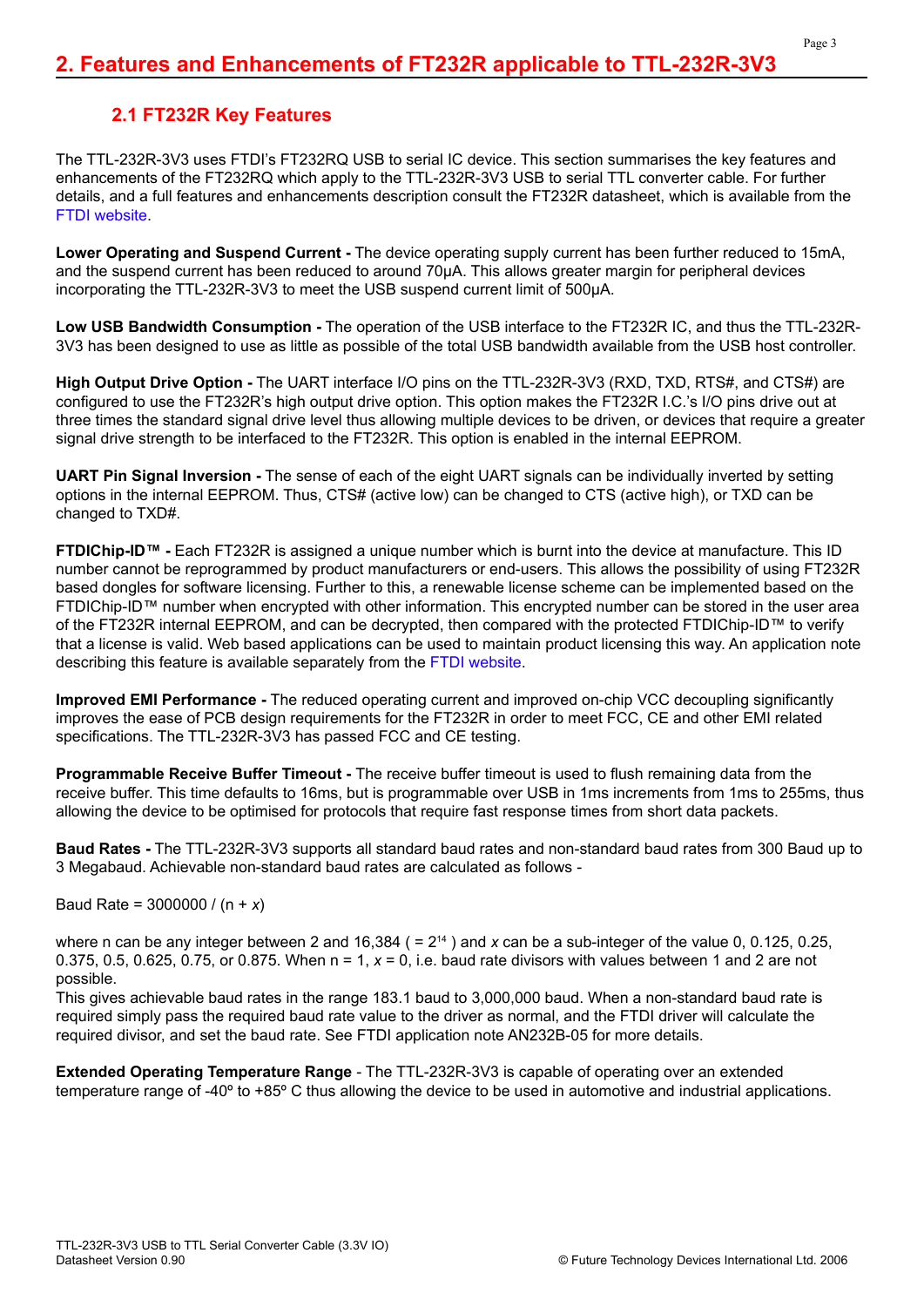# 2. Features and Enhancements of FT232R applicable to TTL-232R-3V3

## 2.1 FT232R Key Features

The TTL-232R-3V3 uses FTDI's FT232RQ USB to serial IC device. This section summarises the key features and enhancements of the FT232RQ which apply to the TTL-232R-3V3 USB to serial TTL converter cable. For further details, and a full features and enhancements description consult the FT232R datasheet, which is available from the FTDI website.

**Lower Operating and Suspend Current -** The device operating supply current has been further reduced to 15mA, and the suspend current has been reduced to around 70μA. This allows greater margin for peripheral devices incorporating the TTL-232R-3V3 to meet the USB suspend current limit of 500μA.

**Low USB Bandwidth Consumption -** The operation of the USB interface to the FT232R IC, and thus the TTL-232R-3V3 has been designed to use as little as possible of the total USB bandwidth available from the USB host controller.

**High Output Drive Option -** The UART interface I/O pins on the TTL-232R-3V3 (RXD, TXD, RTS#, and CTS#) are configured to use the FT232R's high output drive option. This option makes the FT232R I.C.'s I/O pins drive out at three times the standard signal drive level thus allowing multiple devices to be driven, or devices that require a greater signal drive strength to be interfaced to the FT232R. This option is enabled in the internal EEPROM.

**UART Pin Signal Inversion -** The sense of each of the eight UART signals can be individually inverted by setting options in the internal EEPROM. Thus, CTS# (active low) can be changed to CTS (active high), or TXD can be changed to TXD#.

**FTDIChip-ID™ -** Each FT232R is assigned a unique number which is burnt into the device at manufacture. This ID number cannot be reprogrammed by product manufacturers or end-users. This allows the possibility of using FT232R based dongles for software licensing. Further to this, a renewable license scheme can be implemented based on the FTDIChip-ID™ number when encrypted with other information. This encrypted number can be stored in the user area of the FT232R internal EEPROM, and can be decrypted, then compared with the protected FTDIChip-ID™ to verify that a license is valid. Web based applications can be used to maintain product licensing this way. An application note describing this feature is available separately from the FTDI website.

**Improved EMI Performance -** The reduced operating current and improved on-chip VCC decoupling significantly improves the ease of PCB design requirements for the FT232R in order to meet FCC, CE and other EMI related specifications. The TTL-232R-3V3 has passed FCC and CE testing.

**Programmable Receive Buffer Timeout -** The receive buffer timeout is used to flush remaining data from the receive buffer. This time defaults to 16ms, but is programmable over USB in 1ms increments from 1ms to 255ms, thus allowing the device to be optimised for protocols that require fast response times from short data packets.

**Baud Rates -** The TTL-232R-3V3 supports all standard baud rates and non-standard baud rates from 300 Baud up to 3 Megabaud. Achievable non-standard baud rates are calculated as follows -

Baud Rate = 3000000 / (n + $x$)

where n can be any integer between 2 and 16,384 ( = $2^{14}$ ) and $x$ can be a sub-integer of the value 0, 0.125, 0.25, 0.375, 0.5, 0.625, 0.75, or 0.875. When n = 1, $x$ = 0, i.e. baud rate divisors with values between 1 and 2 are not possible.
This gives achievable baud rates in the range 183.1 baud to 3,000,000 baud. When a non-standard baud rate is required simply pass the required baud rate value to the driver as normal, and the FTDI driver will calculate the required divisor, and set the baud rate. See FTDI application note AN232B-05 for more details.

**Extended Operating Temperature Range** - The TTL-232R-3V3 is capable of operating over an extended temperature range of -40º to +85º C thus allowing the device to be used in automotive and industrial applications.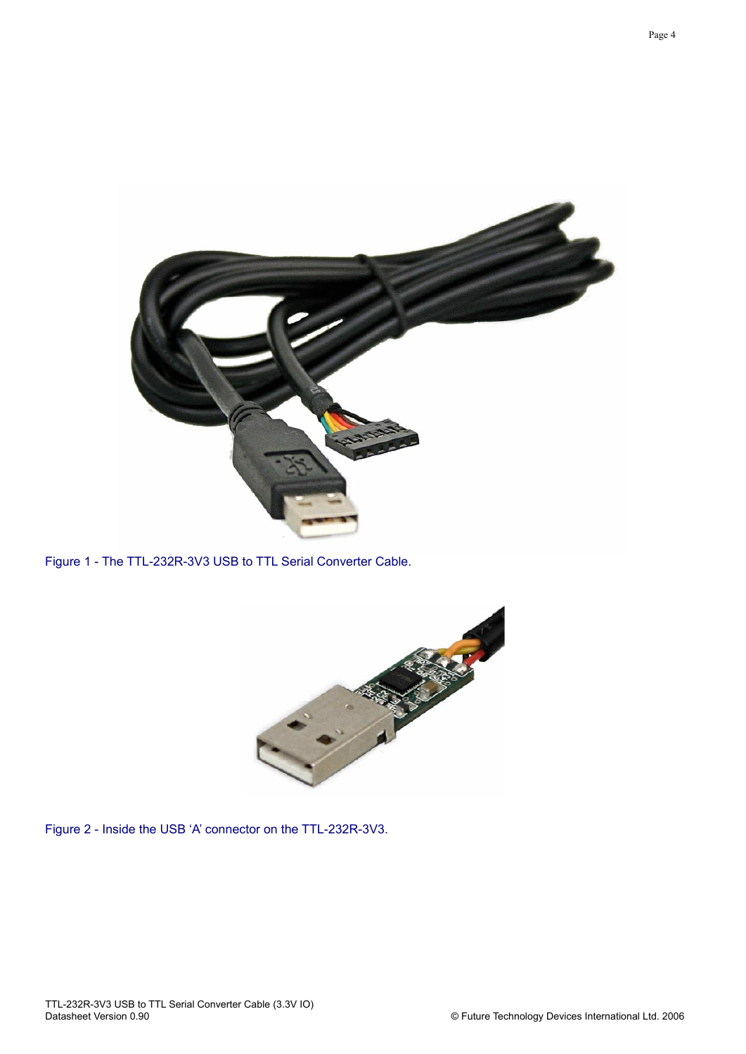Figure 1 - The TTL-232R-3V3 USB to TTL Serial Converter Cable.

Figure 2 - Inside the USB 'A' connector on the TTL-232R-3V3.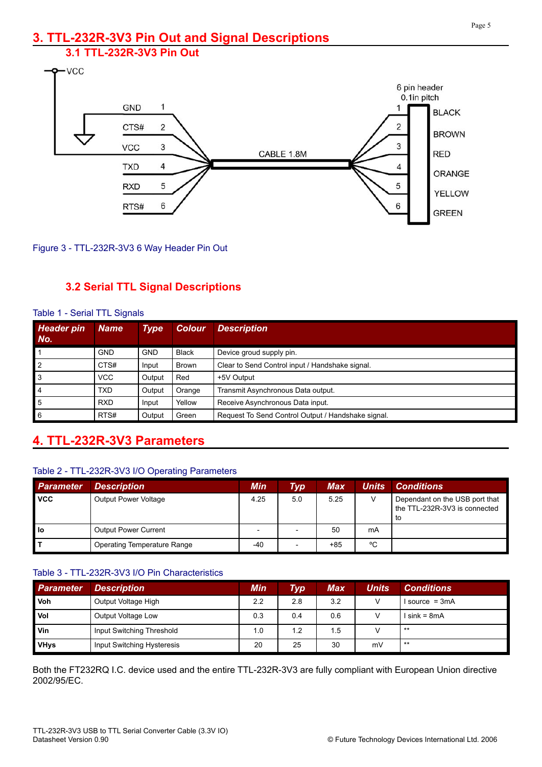# 3. TTL-232R-3V3 Pin Out and Signal Descriptions

## 3.1 TTL-232R-3V3 Pin Out

Figure 3 - TTL-232R-3V3 6 Way Header Pin Out

## 3.2 Serial TTL Signal Descriptions

Table 1 - Serial TTL Signals

| Header pin No. | Name | Type | Colour | Description |
|---|---|---|---|---|
| 1 | GND | GND | Black | Device groud supply pin. |
| 2 | CTS# | Input | Brown | Clear to Send Control input / Handshake signal. |
| 3 | VCC | Output | Red | +5V Output |
| 4 | TXD | Output | Orange | Transmit Asynchronous Data output. |
| 5 | RXD | Input | Yellow | Receive Asynchronous Data input. |
| 6 | RTS# | Output | Green | Request To Send Control Output / Handshake signal. |

# 4. TTL-232R-3V3 Parameters

Table 2 - TTL-232R-3V3 I/O Operating Parameters

| Parameter | Description | Min | Typ | Max | Units | Conditions |
|---|---|---|---|---|---|---|
| **VCC** | Output Power Voltage | 4.25 | 5.0 | 5.25 | V | Dependant on the USB port that the TTL-232R-3V3 is connected to |
| **Io** | Output Power Current | - | - | 50 | mA | |
| **T** | Operating Temperature Range | -40 | - | +85 | ºC | |

Table 3 - TTL-232R-3V3 I/O Pin Characteristics

| Parameter | Description | Min | Typ | Max | Units | Conditions |
|---|---|---|---|---|---|---|
| **Voh** | Output Voltage High | 2.2 | 2.8 | 3.2 | V | I source = 3mA |
| **Vol** | Output Voltage Low | 0.3 | 0.4 | 0.6 | V | I sink = 8mA |
| **Vin** | Input Switching Threshold | 1.0 | 1.2 | 1.5 | V | ** |
| **VHys** | Input Switching Hysteresis | 20 | 25 | 30 | mV | ** |

Both the FT232RQ I.C. device used and the entire TTL-232R-3V3 are fully compliant with European Union directive 2002/95/EC.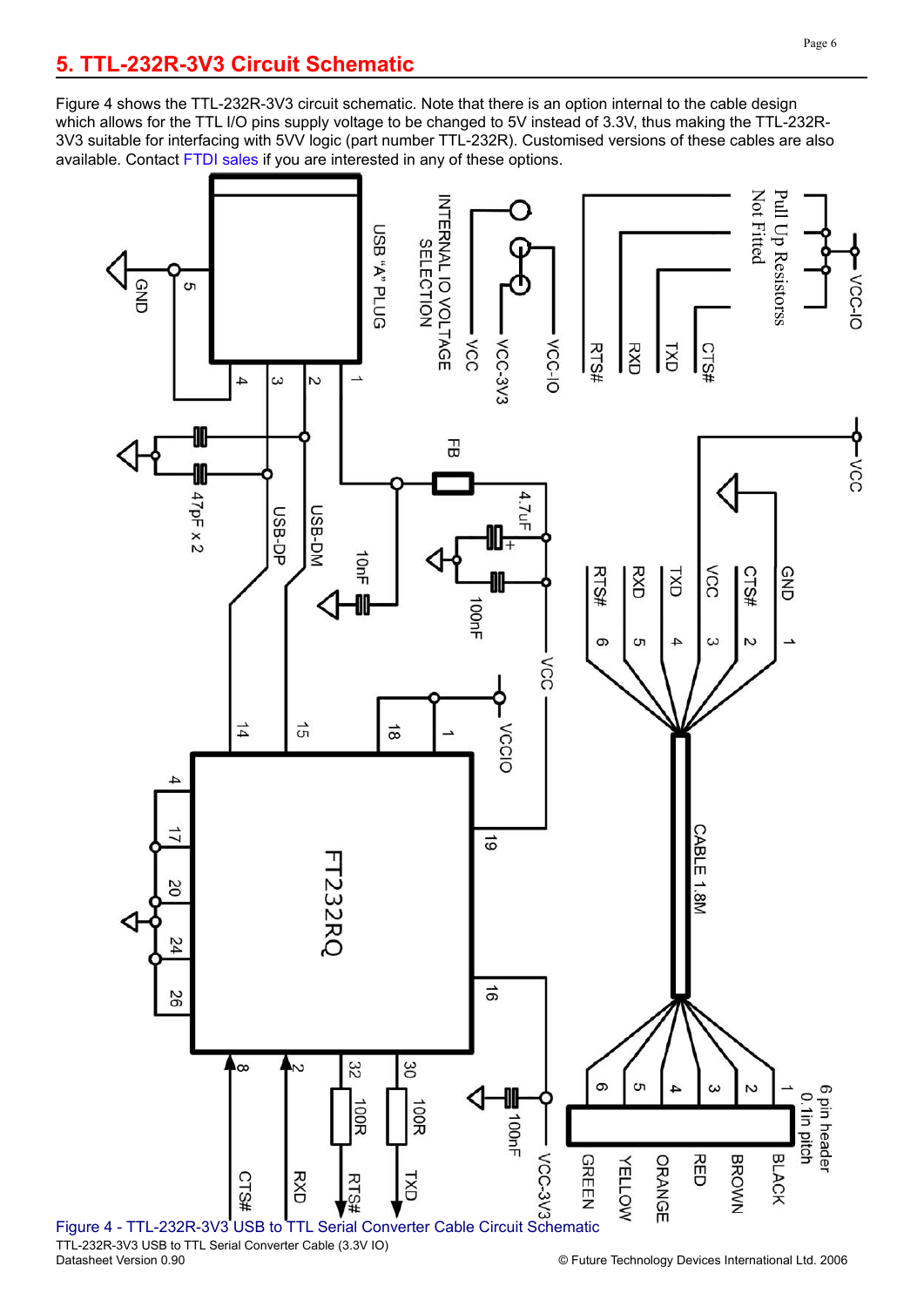## 5. TTL-232R-3V3 Circuit Schematic

Figure 4 shows the TTL-232R-3V3 circuit schematic. Note that there is an option internal to the cable design which allows for the TTL I/O pins supply voltage to be changed to 5V instead of 3.3V, thus making the TTL-232R-3V3 suitable for interfacing with 5VV logic (part number TTL-232R). Customised versions of these cables are also available. Contact FTDI sales if you are interested in any of these options.

Figure 4 - TTL-232R-3V3 USB to TTL Serial Converter Cable Circuit Schematic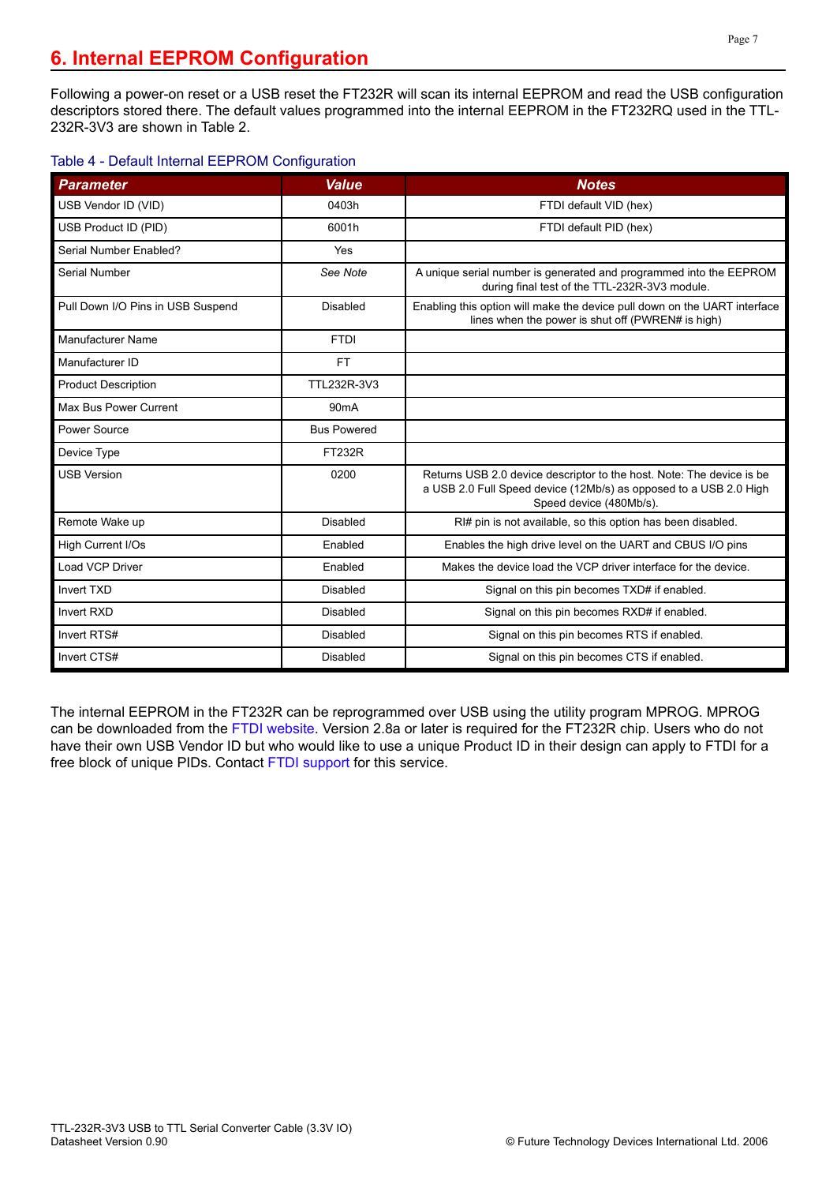# 6. Internal EEPROM Configuration

Following a power-on reset or a USB reset the FT232R will scan its internal EEPROM and read the USB configuration descriptors stored there. The default values programmed into the internal EEPROM in the FT232RQ used in the TTL-232R-3V3 are shown in Table 2.

Table 4 - Default Internal EEPROM Configuration

| Parameter | Value | Notes |
|---|---|---|
| USB Vendor ID (VID) | 0403h | FTDI default VID (hex) |
| USB Product ID (PID) | 6001h | FTDI default PID (hex) |
| Serial Number Enabled? | Yes | |
| Serial Number | *See Note* | A unique serial number is generated and programmed into the EEPROM during final test of the TTL-232R-3V3 module. |
| Pull Down I/O Pins in USB Suspend | Disabled | Enabling this option will make the device pull down on the UART interface lines when the power is shut off (PWREN# is high) |
| Manufacturer Name | FTDI | |
| Manufacturer ID | FT | |
| Product Description | TTL232R-3V3 | |
| Max Bus Power Current | 90mA | |
| Power Source | Bus Powered | |
| Device Type | FT232R | |
| USB Version | 0200 | Returns USB 2.0 device descriptor to the host. Note: The device is be a USB 2.0 Full Speed device (12Mb/s) as opposed to a USB 2.0 High Speed device (480Mb/s). |
| Remote Wake up | Disabled | RI# pin is not available, so this option has been disabled. |
| High Current I/Os | Enabled | Enables the high drive level on the UART and CBUS I/O pins |
| Load VCP Driver | Enabled | Makes the device load the VCP driver interface for the device. |
| Invert TXD | Disabled | Signal on this pin becomes TXD# if enabled. |
| Invert RXD | Disabled | Signal on this pin becomes RXD# if enabled. |
| Invert RTS# | Disabled | Signal on this pin becomes RTS if enabled. |
| Invert CTS# | Disabled | Signal on this pin becomes CTS if enabled. |

The internal EEPROM in the FT232R can be reprogrammed over USB using the utility program MPROG. MPROG can be downloaded from the FTDI website. Version 2.8a or later is required for the FT232R chip. Users who do not have their own USB Vendor ID but who would like to use a unique Product ID in their design can apply to FTDI for a free block of unique PIDs. Contact FTDI support for this service.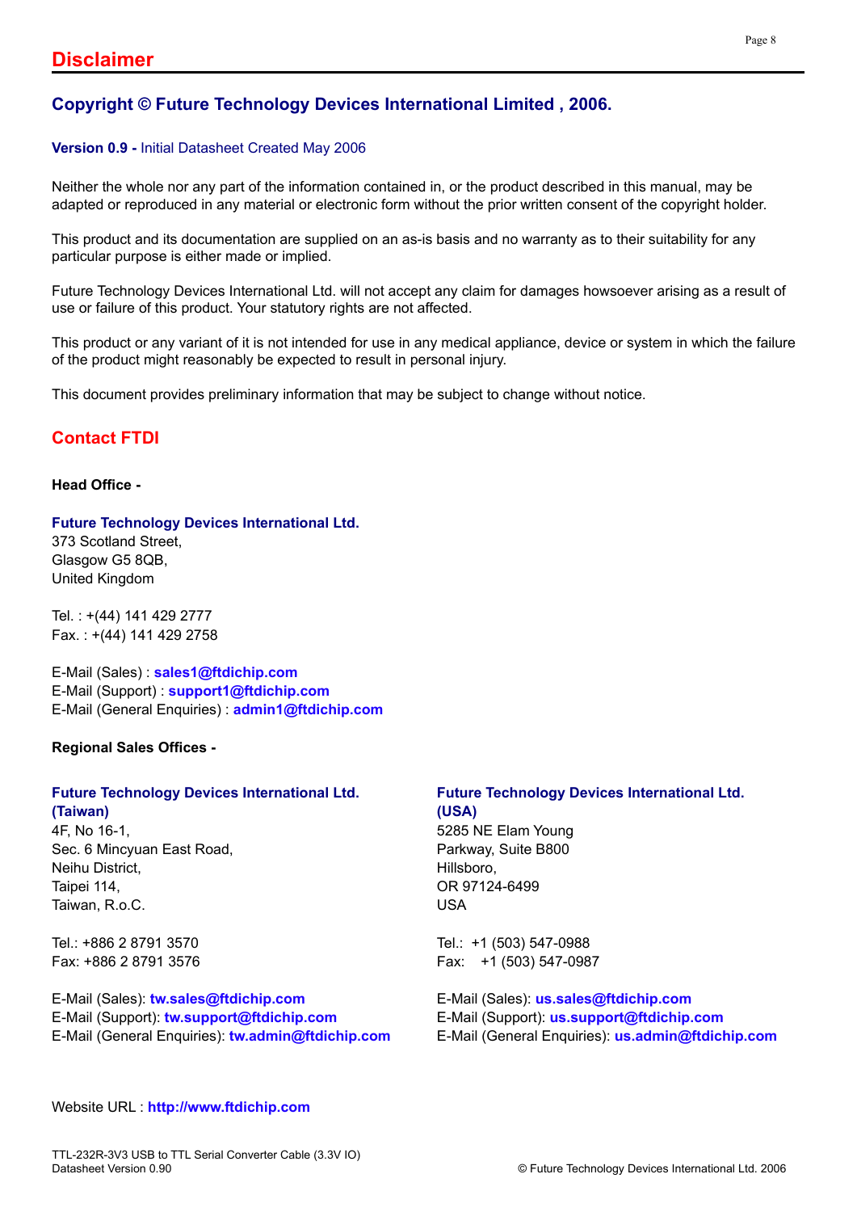# Disclaimer

## Copyright © Future Technology Devices International Limited , 2006.

**Version 0.9 -** Initial Datasheet Created May 2006

Neither the whole nor any part of the information contained in, or the product described in this manual, may be adapted or reproduced in any material or electronic form without the prior written consent of the copyright holder.

This product and its documentation are supplied on an as-is basis and no warranty as to their suitability for any particular purpose is either made or implied.

Future Technology Devices International Ltd. will not accept any claim for damages howsoever arising as a result of use or failure of this product. Your statutory rights are not affected.

This product or any variant of it is not intended for use in any medical appliance, device or system in which the failure of the product might reasonably be expected to result in personal injury.

This document provides preliminary information that may be subject to change without notice.

# Contact FTDI

**Head Office -**

**Future Technology Devices International Ltd.**
373 Scotland Street,
Glasgow G5 8QB,
United Kingdom

Tel. : +(44) 141 429 2777
Fax. : +(44) 141 429 2758

E-Mail (Sales) : **sales1@ftdichip.com**
E-Mail (Support) : **support1@ftdichip.com**
E-Mail (General Enquiries) : **admin1@ftdichip.com**

**Regional Sales Offices -**

**Future Technology Devices International Ltd. (Taiwan)**
4F, No 16-1,
Sec. 6 Mincyuan East Road,
Neihu District,
Taipei 114,
Taiwan, R.o.C.

Tel.: +886 2 8791 3570
Fax: +886 2 8791 3576

E-Mail (Sales): **tw.sales@ftdichip.com**
E-Mail (Support): **tw.support@ftdichip.com**
E-Mail (General Enquiries): **tw.admin@ftdichip.com**

**Future Technology Devices International Ltd. (USA)**
5285 NE Elam Young
Parkway, Suite B800
Hillsboro,
OR 97124-6499
USA

Tel.: +1 (503) 547-0988
Fax: +1 (503) 547-0987

E-Mail (Sales): **us.sales@ftdichip.com**
E-Mail (Support): **us.support@ftdichip.com**
E-Mail (General Enquiries): **us.admin@ftdichip.com**

Website URL : **http://www.ftdichip.com**